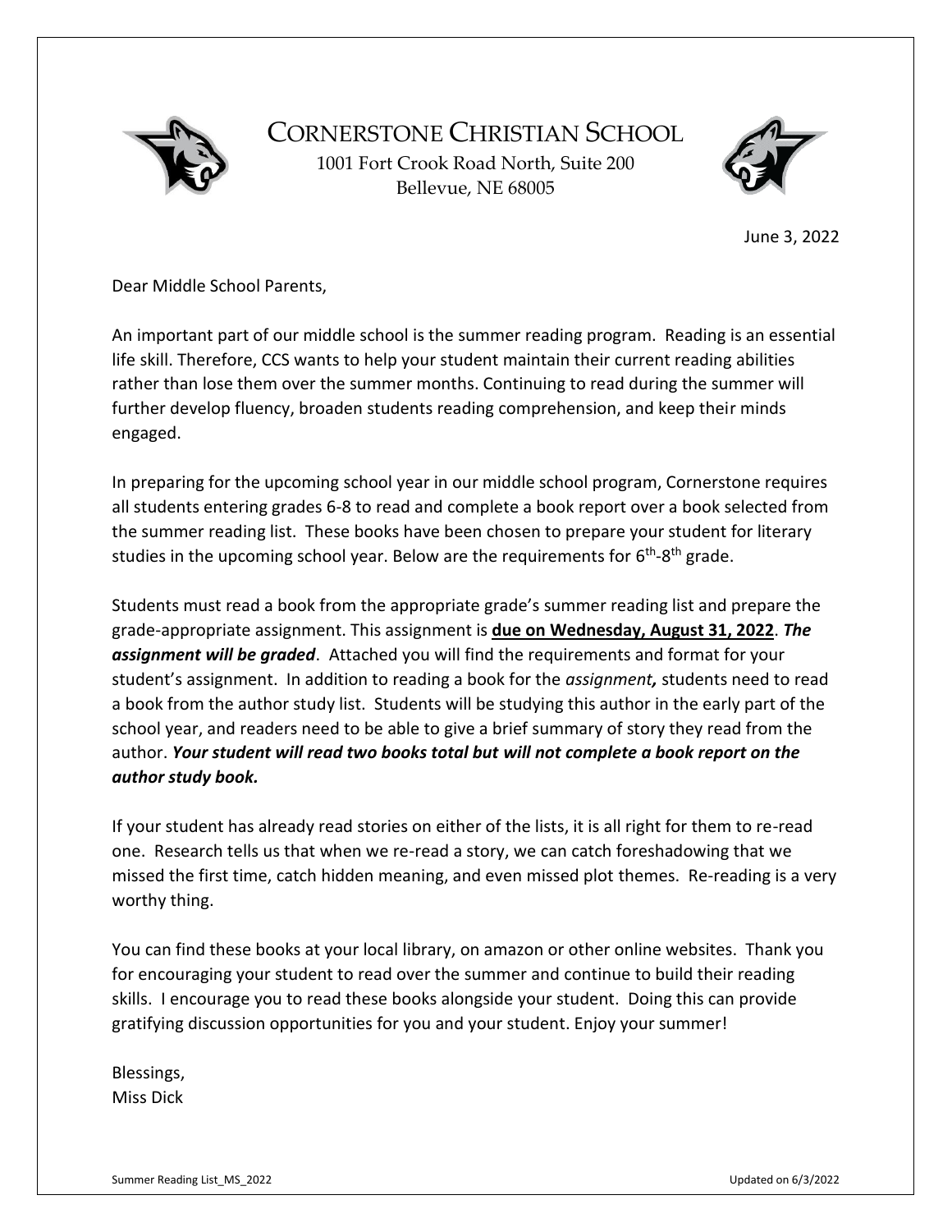# Cornerstone Christian School

1001 Fort Crook Road North, Suite 200
Bellevue, NE 68005

June 3, 2022

Dear Middle School Parents,

An important part of our middle school is the summer reading program. Reading is an essential life skill. Therefore, CCS wants to help your student maintain their current reading abilities rather than lose them over the summer months. Continuing to read during the summer will further develop fluency, broaden students reading comprehension, and keep their minds engaged.

In preparing for the upcoming school year in our middle school program, Cornerstone requires all students entering grades 6-8 to read and complete a book report over a book selected from the summer reading list. These books have been chosen to prepare your student for literary studies in the upcoming school year. Below are the requirements for 6th-8th grade.

Students must read a book from the appropriate grade's summer reading list and prepare the grade-appropriate assignment. This assignment is **due on Wednesday, August 31, 2022**. ***The assignment will be graded***. Attached you will find the requirements and format for your student's assignment. In addition to reading a book for the *assignment,* students need to read a book from the author study list. Students will be studying this author in the early part of the school year, and readers need to be able to give a brief summary of story they read from the author. ***Your student will read two books total but will not complete a book report on the author study book.***

If your student has already read stories on either of the lists, it is all right for them to re-read one. Research tells us that when we re-read a story, we can catch foreshadowing that we missed the first time, catch hidden meaning, and even missed plot themes. Re-reading is a very worthy thing.

You can find these books at your local library, on amazon or other online websites. Thank you for encouraging your student to read over the summer and continue to build their reading skills. I encourage you to read these books alongside your student. Doing this can provide gratifying discussion opportunities for you and your student. Enjoy your summer!

Blessings,
Miss Dick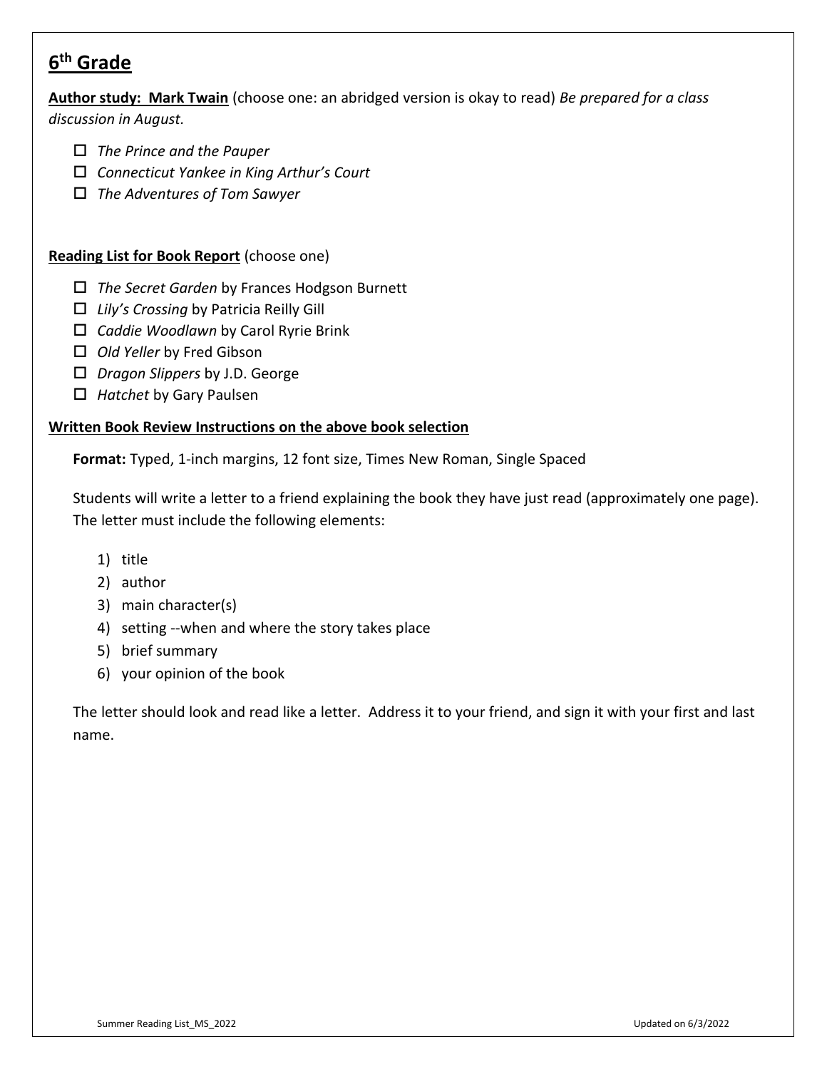## 6th Grade

**Author study: Mark Twain** (choose one: an abridged version is okay to read) *Be prepared for a class discussion in August.*

- ☐ *The Prince and the Pauper*
- ☐ *Connecticut Yankee in King Arthur's Court*
- ☐ *The Adventures of Tom Sawyer*

**Reading List for Book Report** (choose one)

- ☐ *The Secret Garden* by Frances Hodgson Burnett
- ☐ *Lily's Crossing* by Patricia Reilly Gill
- ☐ *Caddie Woodlawn* by Carol Ryrie Brink
- ☐ *Old Yeller* by Fred Gibson
- ☐ *Dragon Slippers* by J.D. George
- ☐ *Hatchet* by Gary Paulsen

**Written Book Review Instructions on the above book selection**

**Format:** Typed, 1-inch margins, 12 font size, Times New Roman, Single Spaced

Students will write a letter to a friend explaining the book they have just read (approximately one page). The letter must include the following elements:

1) title
2) author
3) main character(s)
4) setting --when and where the story takes place
5) brief summary
6) your opinion of the book

The letter should look and read like a letter. Address it to your friend, and sign it with your first and last name.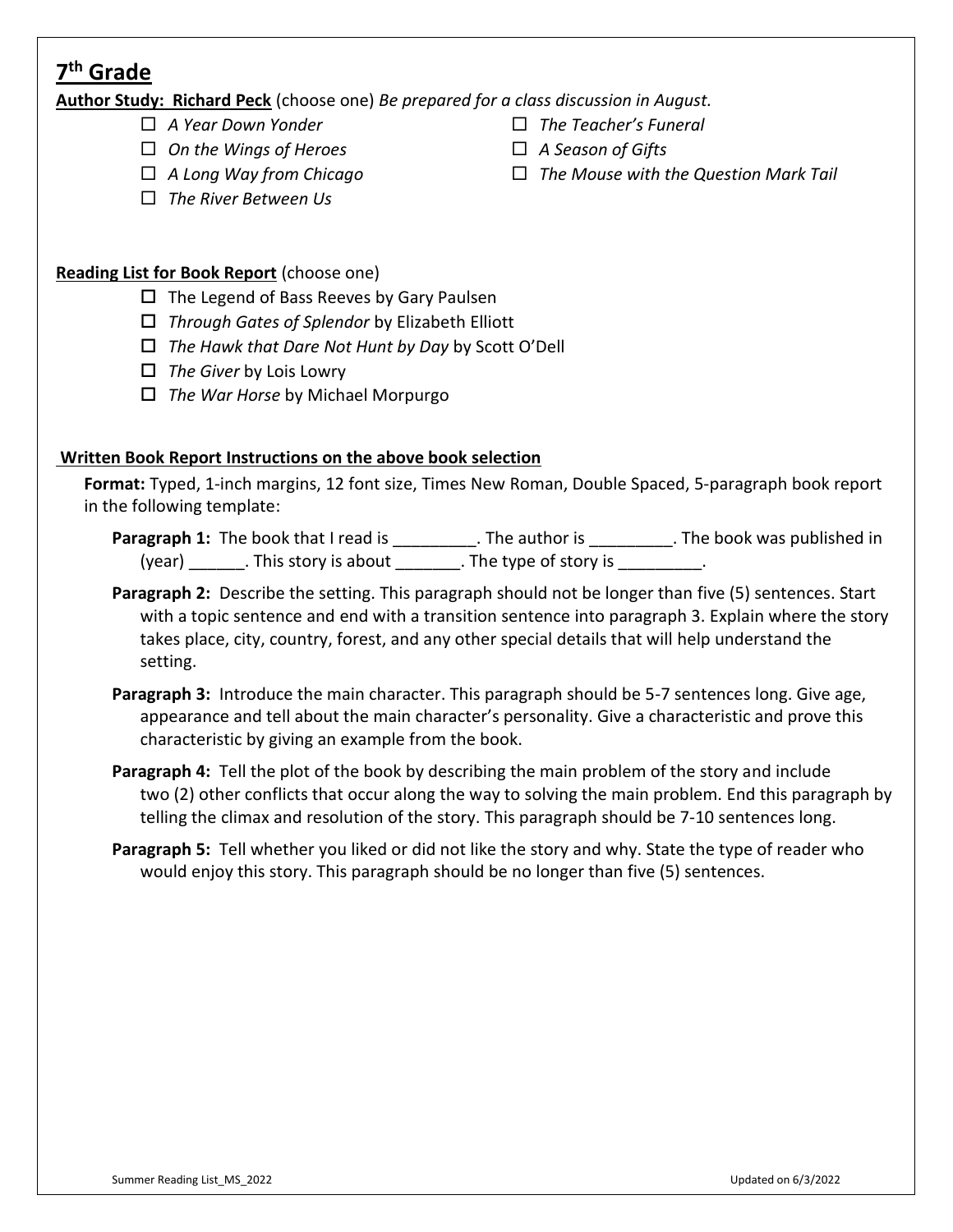## 7th Grade

**Author Study: Richard Peck** (choose one) *Be prepared for a class discussion in August.*

- ☐ *A Year Down Yonder*
- ☐ *On the Wings of Heroes*
- ☐ *A Long Way from Chicago*
- ☐ *The River Between Us*
- ☐ *The Teacher's Funeral*
- ☐ *A Season of Gifts*
- ☐ *The Mouse with the Question Mark Tail*

**Reading List for Book Report** (choose one)

- ☐ The Legend of Bass Reeves by Gary Paulsen
- ☐ *Through Gates of Splendor* by Elizabeth Elliott
- ☐ *The Hawk that Dare Not Hunt by Day* by Scott O'Dell
- ☐ *The Giver* by Lois Lowry
- ☐ *The War Horse* by Michael Morpurgo

**Written Book Report Instructions on the above book selection**

**Format:** Typed, 1-inch margins, 12 font size, Times New Roman, Double Spaced, 5-paragraph book report in the following template:

**Paragraph 1:** The book that I read is _________. The author is _________. The book was published in (year) ______. This story is about _______. The type of story is _________.

**Paragraph 2:** Describe the setting. This paragraph should not be longer than five (5) sentences. Start with a topic sentence and end with a transition sentence into paragraph 3. Explain where the story takes place, city, country, forest, and any other special details that will help understand the setting.

**Paragraph 3:** Introduce the main character. This paragraph should be 5-7 sentences long. Give age, appearance and tell about the main character's personality. Give a characteristic and prove this characteristic by giving an example from the book.

**Paragraph 4:** Tell the plot of the book by describing the main problem of the story and include two (2) other conflicts that occur along the way to solving the main problem. End this paragraph by telling the climax and resolution of the story. This paragraph should be 7-10 sentences long.

**Paragraph 5:** Tell whether you liked or did not like the story and why. State the type of reader who would enjoy this story. This paragraph should be no longer than five (5) sentences.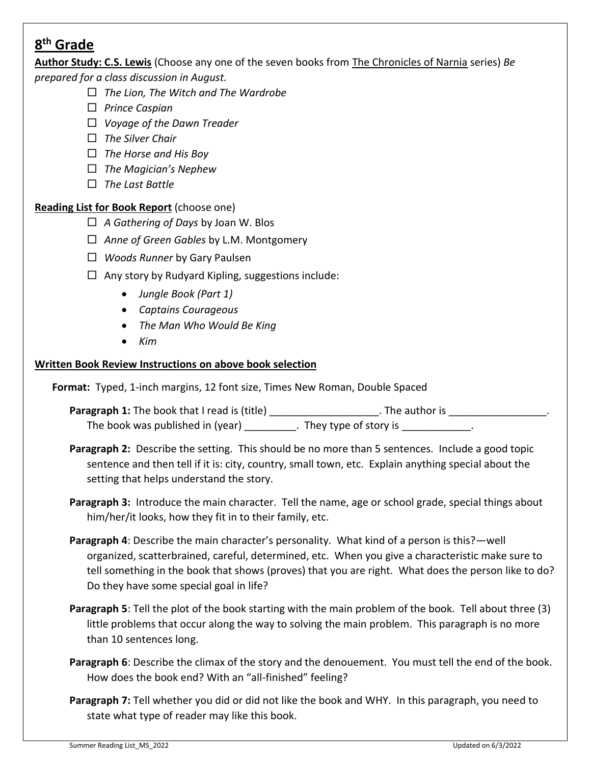## 8th Grade

**Author Study: C.S. Lewis** (Choose any one of the seven books from The Chronicles of Narnia series) *Be prepared for a class discussion in August.*

- ☐ *The Lion, The Witch and The Wardrobe*
- ☐ *Prince Caspian*
- ☐ *Voyage of the Dawn Treader*
- ☐ *The Silver Chair*
- ☐ *The Horse and His Boy*
- ☐ *The Magician's Nephew*
- ☐ *The Last Battle*

**Reading List for Book Report** (choose one)

- ☐ *A Gathering of Days* by Joan W. Blos
- ☐ *Anne of Green Gables* by L.M. Montgomery
- ☐ *Woods Runner* by Gary Paulsen
- ☐ Any story by Rudyard Kipling, suggestions include:
  - *Jungle Book (Part 1)*
  - *Captains Courageous*
  - *The Man Who Would Be King*
  - *Kim*

**Written Book Review Instructions on above book selection**

**Format:** Typed, 1-inch margins, 12 font size, Times New Roman, Double Spaced

**Paragraph 1:** The book that I read is (title) ___________________. The author is _________________. The book was published in (year) _________. They type of story is ____________.

**Paragraph 2:** Describe the setting. This should be no more than 5 sentences. Include a good topic sentence and then tell if it is: city, country, small town, etc. Explain anything special about the setting that helps understand the story.

**Paragraph 3:** Introduce the main character. Tell the name, age or school grade, special things about him/her/it looks, how they fit in to their family, etc.

**Paragraph 4**: Describe the main character's personality. What kind of a person is this?—well organized, scatterbrained, careful, determined, etc. When you give a characteristic make sure to tell something in the book that shows (proves) that you are right. What does the person like to do? Do they have some special goal in life?

**Paragraph 5**: Tell the plot of the book starting with the main problem of the book. Tell about three (3) little problems that occur along the way to solving the main problem. This paragraph is no more than 10 sentences long.

**Paragraph 6**: Describe the climax of the story and the denouement. You must tell the end of the book. How does the book end? With an "all-finished" feeling?

**Paragraph 7:** Tell whether you did or did not like the book and WHY. In this paragraph, you need to state what type of reader may like this book.